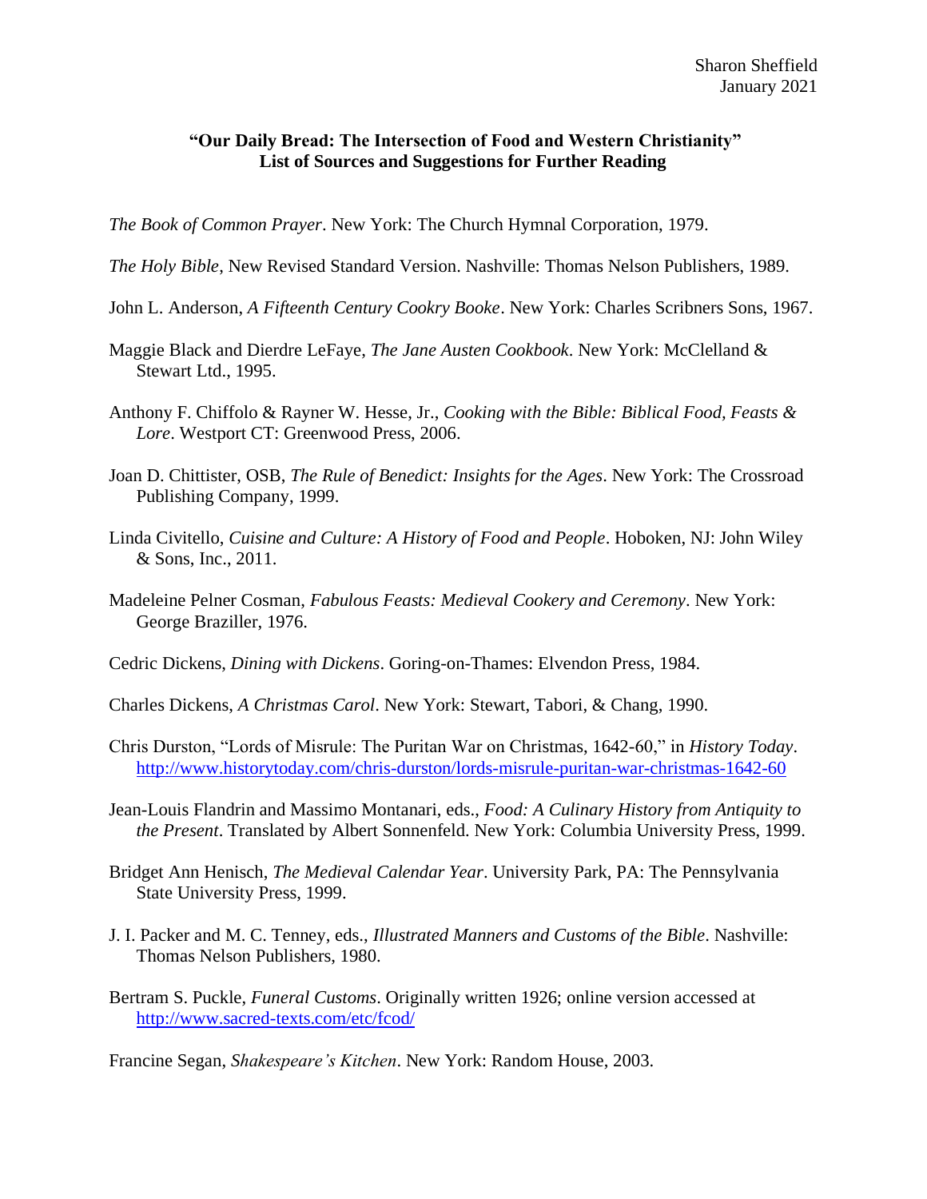Sharon Sheffield
January 2021

## "Our Daily Bread: The Intersection of Food and Western Christianity"
## List of Sources and Suggestions for Further Reading

*The Book of Common Prayer*. New York: The Church Hymnal Corporation, 1979.

*The Holy Bible*, New Revised Standard Version. Nashville: Thomas Nelson Publishers, 1989.

John L. Anderson, *A Fifteenth Century Cookry Booke*. New York: Charles Scribners Sons, 1967.

Maggie Black and Dierdre LeFaye, *The Jane Austen Cookbook*. New York: McClelland & Stewart Ltd., 1995.

Anthony F. Chiffolo & Rayner W. Hesse, Jr., *Cooking with the Bible: Biblical Food, Feasts & Lore*. Westport CT: Greenwood Press, 2006.

Joan D. Chittister, OSB, *The Rule of Benedict: Insights for the Ages*. New York: The Crossroad Publishing Company, 1999.

Linda Civitello, *Cuisine and Culture: A History of Food and People*. Hoboken, NJ: John Wiley & Sons, Inc., 2011.

Madeleine Pelner Cosman, *Fabulous Feasts: Medieval Cookery and Ceremony*. New York: George Braziller, 1976.

Cedric Dickens, *Dining with Dickens*. Goring-on-Thames: Elvendon Press, 1984.

Charles Dickens, *A Christmas Carol*. New York: Stewart, Tabori, & Chang, 1990.

Chris Durston, "Lords of Misrule: The Puritan War on Christmas, 1642-60," in *History Today*. http://www.historytoday.com/chris-durston/lords-misrule-puritan-war-christmas-1642-60

Jean-Louis Flandrin and Massimo Montanari, eds., *Food: A Culinary History from Antiquity to the Present*. Translated by Albert Sonnenfeld. New York: Columbia University Press, 1999.

Bridget Ann Henisch, *The Medieval Calendar Year*. University Park, PA: The Pennsylvania State University Press, 1999.

J. I. Packer and M. C. Tenney, eds., *Illustrated Manners and Customs of the Bible*. Nashville: Thomas Nelson Publishers, 1980.

Bertram S. Puckle, *Funeral Customs*. Originally written 1926; online version accessed at http://www.sacred-texts.com/etc/fcod/

Francine Segan, *Shakespeare's Kitchen*. New York: Random House, 2003.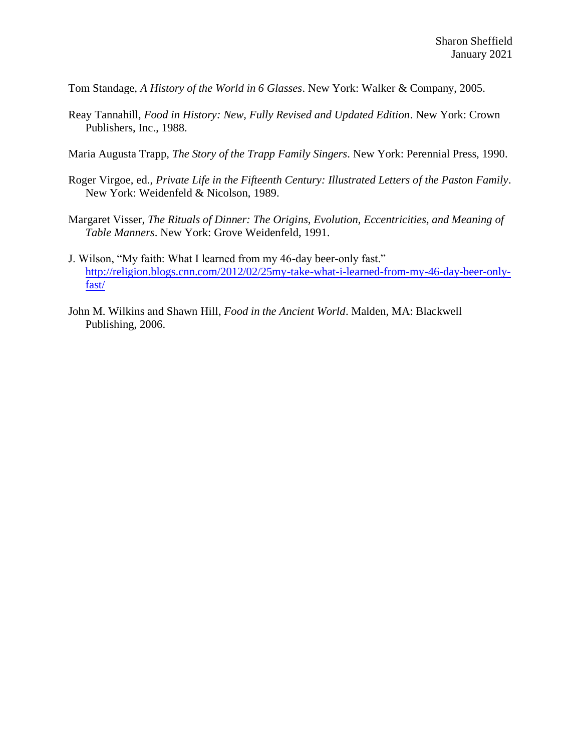Sharon Sheffield
January 2021

Tom Standage, *A History of the World in 6 Glasses*. New York: Walker & Company, 2005.

Reay Tannahill, *Food in History: New, Fully Revised and Updated Edition*. New York: Crown Publishers, Inc., 1988.

Maria Augusta Trapp, *The Story of the Trapp Family Singers*. New York: Perennial Press, 1990.

Roger Virgoe, ed., *Private Life in the Fifteenth Century: Illustrated Letters of the Paston Family*. New York: Weidenfeld & Nicolson, 1989.

Margaret Visser, *The Rituals of Dinner: The Origins, Evolution, Eccentricities, and Meaning of Table Manners*. New York: Grove Weidenfeld, 1991.

J. Wilson, "My faith: What I learned from my 46-day beer-only fast." [http://religion.blogs.cnn.com/2012/02/25my-take-what-i-learned-from-my-46-day-beer-only-fast/](http://religion.blogs.cnn.com/2012/02/25my-take-what-i-learned-from-my-46-day-beer-only-fast/)

John M. Wilkins and Shawn Hill, *Food in the Ancient World*. Malden, MA: Blackwell Publishing, 2006.